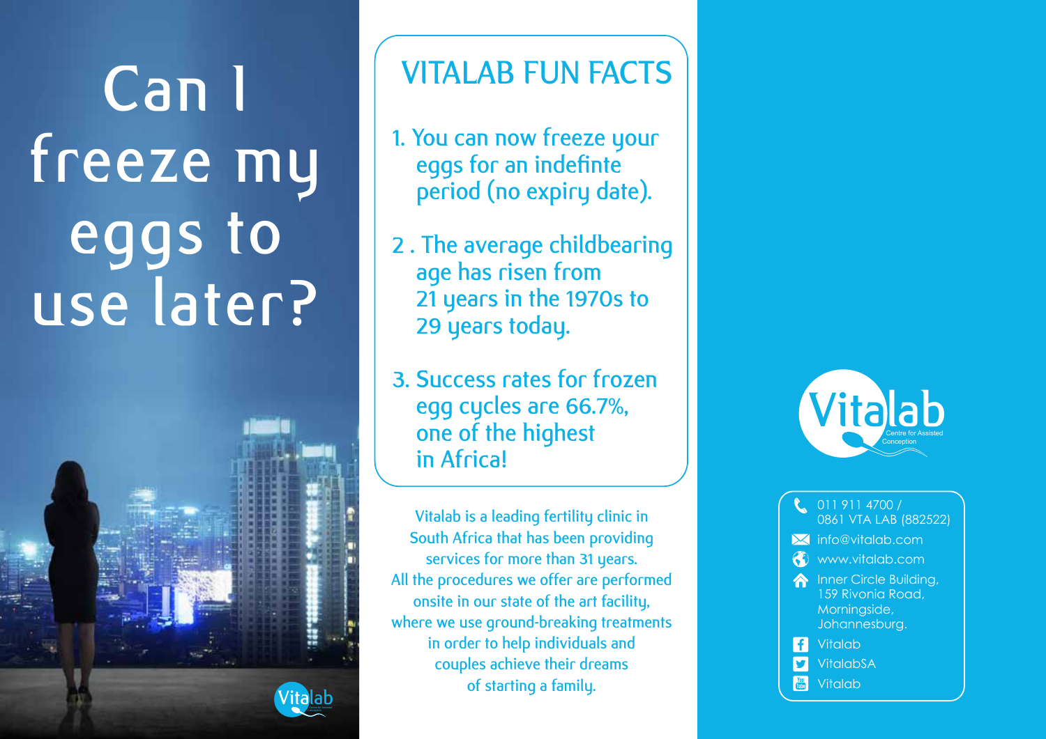# Can I freeze my eggs to use later?

## VITALAB FUN FACTS

1. You can now freeze your eggs for an indefinte period (no expiry date).
2. The average childbearing age has risen from 21 years in the 1970s to 29 years today.
3. Success rates for frozen egg cycles are 66.7%, one of the highest in Africa!

Vitalab is a leading fertility clinic in South Africa that has been providing services for more than 31 years. All the procedures we offer are performed onsite in our state of the art facility, where we use ground-breaking treatments in order to help individuals and couples achieve their dreams of starting a family.

Vitalab
Centre for Assisted Conception

- 011 911 4700 / 0861 VTA LAB (882522)
- info@vitalab.com
- www.vitalab.com
- Inner Circle Building, 159 Rivonia Road, Morningside, Johannesburg.
- Vitalab
- VitalabSA
- Vitalab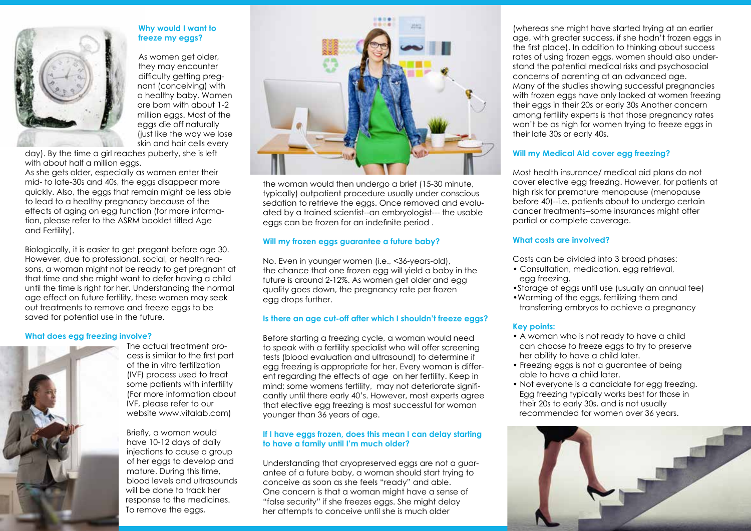## Why would I want to freeze my eggs?

As women get older, they may encounter difficulty getting pregnant (conceiving) with a healthy baby. Women are born with about 1-2 million eggs. Most of the eggs die off naturally (just like the way we lose skin and hair cells every day). By the time a girl reaches puberty, she is left with about half a million eggs.

As she gets older, especially as women enter their mid- to late-30s and 40s, the eggs disappear more quickly. Also, the eggs that remain might be less able to lead to a healthy pregnancy because of the effects of aging on egg function (for more information, please refer to the ASRM booklet titled Age and Fertility).

Biologically, it is easier to get pregant before age 30. However, due to professional, social, or health reasons, a woman might not be ready to get pregnant at that time and she might want to defer having a child until the time is right for her. Understanding the normal age effect on future fertility, these women may seek out treatments to remove and freeze eggs to be saved for potential use in the future.

## What does egg freezing involve?

The actual treatment process is similar to the first part of the in vitro fertilization (IVF) process used to treat some patients with infertility (For more information about IVF, please refer to our website www.vitalab.com)

Briefly, a woman would have 10-12 days of daily injections to cause a group of her eggs to develop and mature. During this time, blood levels and ultrasounds will be done to track her response to the medicines. To remove the eggs, the woman would then undergo a brief (15-30 minute, typically) outpatient procedure usually under conscious sedation to retrieve the eggs. Once removed and evaluated by a trained scientist--an embryologist--- the usable eggs can be frozen for an indefinite period .

## Will my frozen eggs guarantee a future baby?

No. Even in younger women (i.e., <36-years-old), the chance that one frozen egg will yield a baby in the future is around 2-12%. As women get older and egg quality goes down, the pregnancy rate per frozen egg drops further.

## Is there an age cut-off after which I shouldn't freeze eggs?

Before starting a freezing cycle, a woman would need to speak with a fertility specialist who will offer screening tests (blood evaluation and ultrasound) to determine if egg freezing is appropriate for her. Every woman is different regarding the effects of age on her fertility. Keep in mind; some womens fertility, may not deteriorate significantly until there early 40's. However, most experts agree that elective egg freezing is most successful for woman younger than 36 years of age.

## If I have eggs frozen, does this mean I can delay starting to have a family until I'm much older?

Understanding that cryopreserved eggs are not a guarantee of a future baby, a woman should start trying to conceive as soon as she feels "ready" and able. One concern is that a woman might have a sense of "false security" if she freezes eggs. She might delay her attempts to conceive until she is much older (whereas she might have started trying at an earlier age, with greater success, if she hadn't frozen eggs in the first place). In addition to thinking about success rates of using frozen eggs, women should also understand the potential medical risks and psychosocial concerns of parenting at an advanced age. Many of the studies showing successful pregnancies with frozen eggs have only looked at women freezing their eggs in their 20s or early 30s Another concern among fertility experts is that those pregnancy rates won't be as high for women trying to freeze eggs in their late 30s or early 40s.

## Will my Medical Aid cover egg freezing?

Most health insurance/ medical aid plans do not cover elective egg freezing. However, for patients at high risk for premature menopause (menopause before 40)--i.e. patients about to undergo certain cancer treatments--some insurances might offer partial or complete coverage.

## What costs are involved?

Costs can be divided into 3 broad phases:

- Consultation, medication, egg retrieval, egg freezing.
- Storage of eggs until use (usually an annual fee)
- Warming of the eggs, fertilizing them and transferring embryos to achieve a pregnancy

## Key points:

- A woman who is not ready to have a child can choose to freeze eggs to try to preserve her ability to have a child later.
- Freezing eggs is not a guarantee of being able to have a child later.
- Not everyone is a candidate for egg freezing. Egg freezing typically works best for those in their 20s to early 30s, and is not usually recommended for women over 36 years.